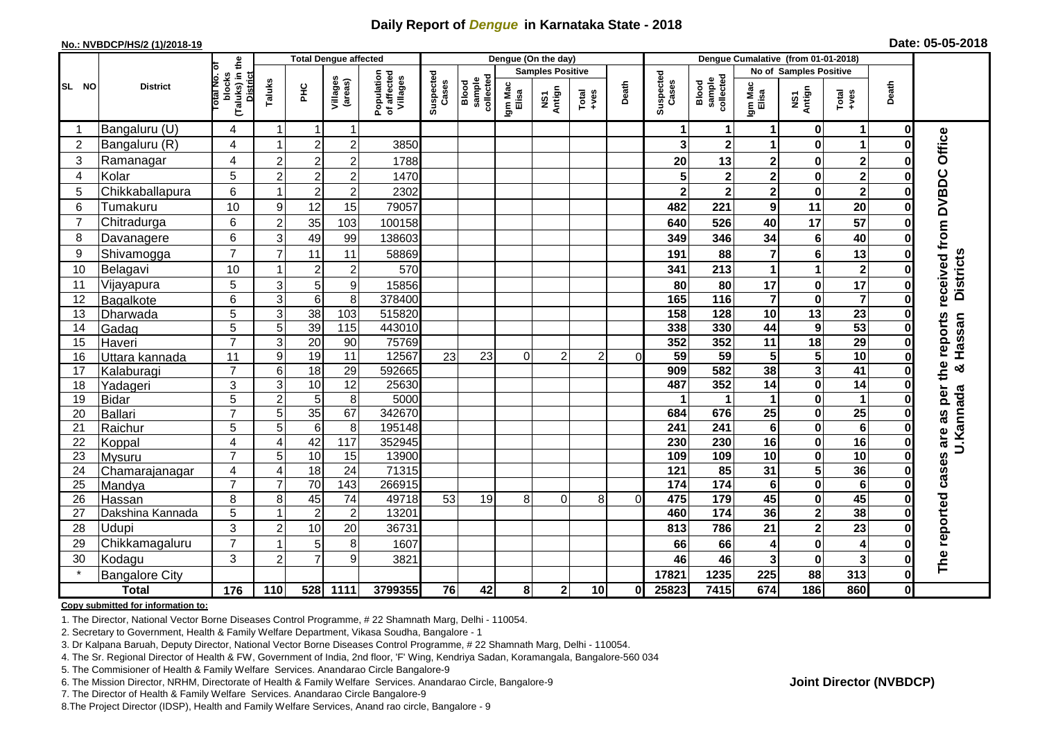# Daily Report of *Dengue* in Karnataka State - 2018

**No.: NVBDCP/HS/2 (1)/2018-19**

**Date: 05-05-2018**

| SL NO | District | Total No. of blocks (Taluks) in the District | Total Dengue affected | | | | Dengue (On the day) | | | | | | | Dengue Cumalative (from 01-01-2018) | | | | | | | |
|---|---|---|---|---|---|---|---|---|---|---|---|---|---|---|---|---|---|---|---|---|
| | | | Taluks | PHC | Villages (areas) | Population of affected Villages | Suspected Cases | Blood sample collected | Samples Positive | | | Death | Suspected Cases | Blood sample collected | No of Samples Positive | | | Death | |
| | | | | | | | | | Igm Mac Elisa | NS1 Antign | Total +ves | | | | Igm Mac Elisa | NS1 Antign | Total +ves | | |
| 1 | Bangaluru (U) | 4 | 1 | 1 | 1 | | | | | | | | 1 | 1 | 1 | 0 | 1 | 0 | The reported cases are as per the reports received from DVBDC Office U.Kannada & Hassan Districts |
| 2 | Bangaluru (R) | 4 | 1 | 2 | 2 | 3850 | | | | | | | 3 | 2 | 1 | 0 | 1 | 0 | |
| 3 | Ramanagar | 4 | 2 | 2 | 2 | 1788 | | | | | | | 20 | 13 | 2 | 0 | 2 | 0 | |
| 4 | Kolar | 5 | 2 | 2 | 2 | 1470 | | | | | | | 5 | 2 | 2 | 0 | 2 | 0 | |
| 5 | Chikkaballapura | 6 | 1 | 2 | 2 | 2302 | | | | | | | 2 | 2 | 2 | 0 | 2 | 0 | |
| 6 | Tumakuru | 10 | 9 | 12 | 15 | 79057 | | | | | | | 482 | 221 | 9 | 11 | 20 | 0 | |
| 7 | Chitradurga | 6 | 2 | 35 | 103 | 100158 | | | | | | | 640 | 526 | 40 | 17 | 57 | 0 | |
| 8 | Davanagere | 6 | 3 | 49 | 99 | 138603 | | | | | | | 349 | 346 | 34 | 6 | 40 | 0 | |
| 9 | Shivamogga | 7 | 7 | 11 | 11 | 58869 | | | | | | | 191 | 88 | 7 | 6 | 13 | 0 | |
| 10 | Belagavi | 10 | 1 | 2 | 2 | 570 | | | | | | | 341 | 213 | 1 | 1 | 2 | 0 | |
| 11 | Vijayapura | 5 | 3 | 5 | 9 | 15856 | | | | | | | 80 | 80 | 17 | 0 | 17 | 0 | |
| 12 | Bagalkote | 6 | 3 | 6 | 8 | 378400 | | | | | | | 165 | 116 | 7 | 0 | 7 | 0 | |
| 13 | Dharwada | 5 | 3 | 38 | 103 | 515820 | | | | | | | 158 | 128 | 10 | 13 | 23 | 0 | |
| 14 | Gadag | 5 | 5 | 39 | 115 | 443010 | | | | | | | 338 | 330 | 44 | 9 | 53 | 0 | |
| 15 | Haveri | 7 | 3 | 20 | 90 | 75769 | | | | | | | 352 | 352 | 11 | 18 | 29 | 0 | |
| 16 | Uttara kannada | 11 | 9 | 19 | 11 | 12567 | 23 | 23 | 0 | 2 | 2 | 0 | 59 | 59 | 5 | 5 | 10 | 0 | |
| 17 | Kalaburagi | 7 | 6 | 18 | 29 | 592665 | | | | | | | 909 | 582 | 38 | 3 | 41 | 0 | |
| 18 | Yadageri | 3 | 3 | 10 | 12 | 25630 | | | | | | | 487 | 352 | 14 | 0 | 14 | 0 | |
| 19 | Bidar | 5 | 2 | 5 | 8 | 5000 | | | | | | | 1 | 1 | 1 | 0 | 1 | 0 | |
| 20 | Ballari | 7 | 5 | 35 | 67 | 342670 | | | | | | | 684 | 676 | 25 | 0 | 25 | 0 | |
| 21 | Raichur | 5 | 5 | 6 | 8 | 195148 | | | | | | | 241 | 241 | 6 | 0 | 6 | 0 | |
| 22 | Koppal | 4 | 4 | 42 | 117 | 352945 | | | | | | | 230 | 230 | 16 | 0 | 16 | 0 | |
| 23 | Mysuru | 7 | 5 | 10 | 15 | 13900 | | | | | | | 109 | 109 | 10 | 0 | 10 | 0 | |
| 24 | Chamarajanagar | 4 | 4 | 18 | 24 | 71315 | | | | | | | 121 | 85 | 31 | 5 | 36 | 0 | |
| 25 | Mandya | 7 | 7 | 70 | 143 | 266915 | | | | | | | 174 | 174 | 6 | 0 | 6 | 0 | |
| 26 | Hassan | 8 | 8 | 45 | 74 | 49718 | 53 | 19 | 8 | 0 | 8 | 0 | 475 | 179 | 45 | 0 | 45 | 0 | |
| 27 | Dakshina Kannada | 5 | 1 | 2 | 2 | 13201 | | | | | | | 460 | 174 | 36 | 2 | 38 | 0 | |
| 28 | Udupi | 3 | 2 | 10 | 20 | 36731 | | | | | | | 813 | 786 | 21 | 2 | 23 | 0 | |
| 29 | Chikkamagaluru | 7 | 1 | 5 | 8 | 1607 | | | | | | | 66 | 66 | 4 | 0 | 4 | 0 | |
| 30 | Kodagu | 3 | 2 | 7 | 9 | 3821 | | | | | | | 46 | 46 | 3 | 0 | 3 | 0 | |
| * | Bangalore City | | | | | | | | | | | | 17821 | 1235 | 225 | 88 | 313 | 0 | |
| | **Total** | **176** | **110** | **528** | **1111** | **3799355** | **76** | **42** | **8** | **2** | **10** | **0** | **25823** | **7415** | **674** | **186** | **860** | **0** | |

**Copy submitted for information to:**

1. The Director, National Vector Borne Diseases Control Programme, # 22 Shamnath Marg, Delhi - 110054.
2. Secretary to Government, Health & Family Welfare Department, Vikasa Soudha, Bangalore - 1
3. Dr Kalpana Baruah, Deputy Director, National Vector Borne Diseases Control Programme, # 22 Shamnath Marg, Delhi - 110054.
4. The Sr. Regional Director of Health & FW, Government of India, 2nd floor, 'F' Wing, Kendriya Sadan, Koramangala, Bangalore-560 034
5. The Commisioner of Health & Family Welfare Services. Anandarao Circle Bangalore-9
6. The Mission Director, NRHM, Directorate of Health & Family Welfare Services. Anandarao Circle, Bangalore-9
7. The Director of Health & Family Welfare Services. Anandarao Circle Bangalore-9
8. The Project Director (IDSP), Health and Family Welfare Services, Anand rao circle, Bangalore - 9

**Joint Director (NVBDCP)**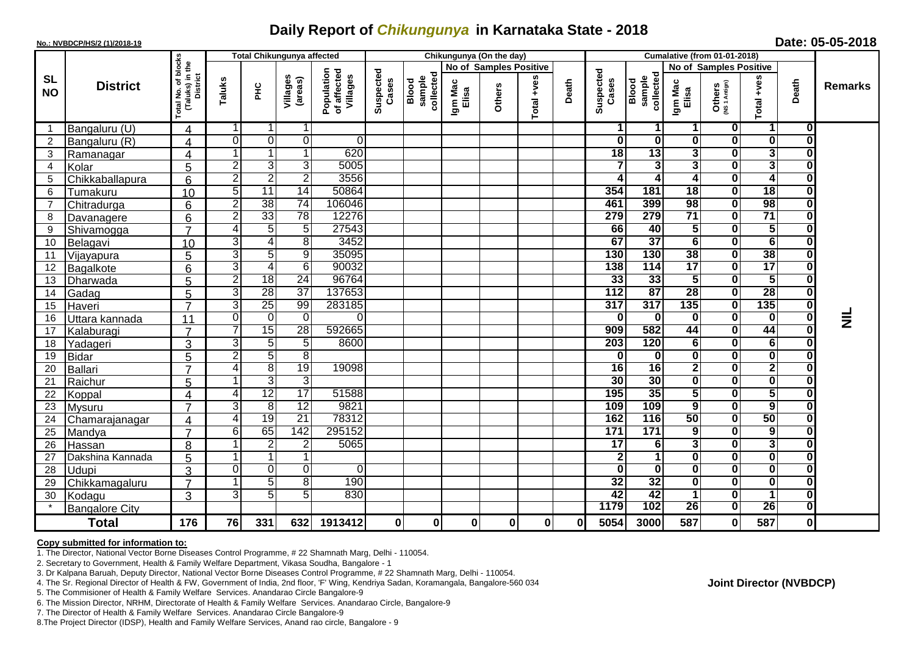# Daily Report of *Chikungunya* in Karnataka State - 2018

**No.: NVBDCP/HS/2 (1)/2018-19**

**Date: 05-05-2018**

| SL NO | District | Total No. of blocks (Taluks) in the District | Total Chikungunya affected | | | | Chikungunya (On the day) | | | | | | Cumalative (from 01-01-2018) | | | | | | Remarks |
|---|---|---|---|---|---|---|---|---|---|---|---|---|---|---|---|---|---|---|---|
| | | | Taluks | PHC | Villages (areas) | Population of affected Villages | Suspected Cases | Blood sample collected | No of Samples Positive | | | Death | Suspected Cases | Blood sample collected | No of Samples Positive | | | Death | |
| | | | | | | | | | Igm Mac Elisa | Others | Total +ves | | | | Igm Mac Elisa | Others (NS 1 Antign) | Total +ves | | |
| 1 | Bangaluru (U) | 4 | 1 | 1 | 1 | | | | | | | | 1 | 1 | 1 | 0 | 1 | 0 | NIL |
| 2 | Bangaluru (R) | 4 | 0 | 0 | 0 | 0 | | | | | | | 0 | 0 | 0 | 0 | 0 | 0 | |
| 3 | Ramanagar | 4 | 1 | 1 | 1 | 620 | | | | | | | 18 | 13 | 3 | 0 | 3 | 0 | |
| 4 | Kolar | 5 | 2 | 3 | 3 | 5005 | | | | | | | 7 | 3 | 3 | 0 | 3 | 0 | |
| 5 | Chikkaballapura | 6 | 2 | 2 | 2 | 3556 | | | | | | | 4 | 4 | 4 | 0 | 4 | 0 | |
| 6 | Tumakuru | 10 | 5 | 11 | 14 | 50864 | | | | | | | 354 | 181 | 18 | 0 | 18 | 0 | |
| 7 | Chitradurga | 6 | 2 | 38 | 74 | 106046 | | | | | | | 461 | 399 | 98 | 0 | 98 | 0 | |
| 8 | Davanagere | 6 | 2 | 33 | 78 | 12276 | | | | | | | 279 | 279 | 71 | 0 | 71 | 0 | |
| 9 | Shivamogga | 7 | 4 | 5 | 5 | 27543 | | | | | | | 66 | 40 | 5 | 0 | 5 | 0 | |
| 10 | Belagavi | 10 | 3 | 4 | 8 | 3452 | | | | | | | 67 | 37 | 6 | 0 | 6 | 0 | |
| 11 | Vijayapura | 5 | 3 | 5 | 9 | 35095 | | | | | | | 130 | 130 | 38 | 0 | 38 | 0 | |
| 12 | Bagalkote | 6 | 3 | 4 | 6 | 90032 | | | | | | | 138 | 114 | 17 | 0 | 17 | 0 | |
| 13 | Dharwada | 5 | 2 | 18 | 24 | 96764 | | | | | | | 33 | 33 | 5 | 0 | 5 | 0 | |
| 14 | Gadag | 5 | 3 | 28 | 37 | 137653 | | | | | | | 112 | 87 | 28 | 0 | 28 | 0 | |
| 15 | Haveri | 7 | 3 | 25 | 99 | 283185 | | | | | | | 317 | 317 | 135 | 0 | 135 | 0 | |
| 16 | Uttara kannada | 11 | 0 | 0 | 0 | 0 | | | | | | | 0 | 0 | 0 | 0 | 0 | 0 | |
| 17 | Kalaburagi | 7 | 7 | 15 | 28 | 592665 | | | | | | | 909 | 582 | 44 | 0 | 44 | 0 | |
| 18 | Yadageri | 3 | 3 | 5 | 5 | 8600 | | | | | | | 203 | 120 | 6 | 0 | 6 | 0 | |
| 19 | Bidar | 5 | 2 | 5 | 8 | | | | | | | | 0 | 0 | 0 | 0 | 0 | 0 | |
| 20 | Ballari | 7 | 4 | 8 | 19 | 19098 | | | | | | | 16 | 16 | 2 | 0 | 2 | 0 | |
| 21 | Raichur | 5 | 1 | 3 | 3 | | | | | | | | 30 | 30 | 0 | 0 | 0 | 0 | |
| 22 | Koppal | 4 | 4 | 12 | 17 | 51588 | | | | | | | 195 | 35 | 5 | 0 | 5 | 0 | |
| 23 | Mysuru | 7 | 3 | 8 | 12 | 9821 | | | | | | | 109 | 109 | 9 | 0 | 9 | 0 | |
| 24 | Chamarajanagar | 4 | 4 | 19 | 21 | 78312 | | | | | | | 162 | 116 | 50 | 0 | 50 | 0 | |
| 25 | Mandya | 7 | 6 | 65 | 142 | 295152 | | | | | | | 171 | 171 | 9 | 0 | 9 | 0 | |
| 26 | Hassan | 8 | 1 | 2 | 2 | 5065 | | | | | | | 17 | 6 | 3 | 0 | 3 | 0 | |
| 27 | Dakshina Kannada | 5 | 1 | 1 | 1 | | | | | | | | 2 | 1 | 0 | 0 | 0 | 0 | |
| 28 | Udupi | 3 | 0 | 0 | 0 | 0 | | | | | | | 0 | 0 | 0 | 0 | 0 | 0 | |
| 29 | Chikkamagaluru | 7 | 1 | 5 | 8 | 190 | | | | | | | 32 | 32 | 0 | 0 | 0 | 0 | |
| 30 | Kodagu | 3 | 3 | 5 | 5 | 830 | | | | | | | 42 | 42 | 1 | 0 | 1 | 0 | |
| * | Bangalore City | | | | | | | | | | | | 1179 | 102 | 26 | 0 | 26 | 0 | |
| **Total** | | **176** | **76** | **331** | **632** | **1913412** | **0** | **0** | **0** | **0** | **0** | **0** | **5054** | **3000** | **587** | **0** | **587** | **0** | |

**Copy submitted for information to:**

1. The Director, National Vector Borne Diseases Control Programme, # 22 Shamnath Marg, Delhi - 110054.
2. Secretary to Government, Health & Family Welfare Department, Vikasa Soudha, Bangalore - 1
3. Dr Kalpana Baruah, Deputy Director, National Vector Borne Diseases Control Programme, # 22 Shamnath Marg, Delhi - 110054.
4. The Sr. Regional Director of Health & FW, Government of India, 2nd floor, 'F' Wing, Kendriya Sadan, Koramangala, Bangalore-560 034
5. The Commisioner of Health & Family Welfare Services. Anandarao Circle Bangalore-9
6. The Mission Director, NRHM, Directorate of Health & Family Welfare Services. Anandarao Circle, Bangalore-9
7. The Director of Health & Family Welfare Services. Anandarao Circle Bangalore-9
8. The Project Director (IDSP), Health and Family Welfare Services, Anand rao circle, Bangalore - 9

**Joint Director (NVBDCP)**